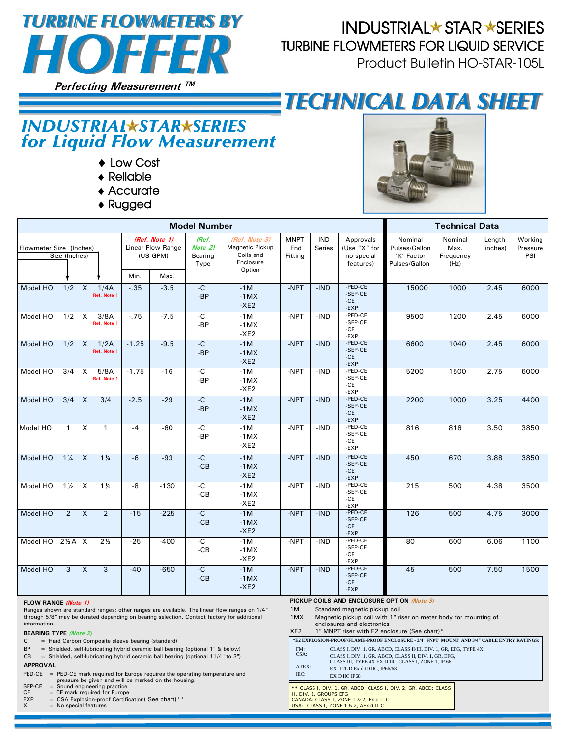# TURBINE FLOWMETERS BY HOFFER

*Perfecting Measurement™*

## INDUSTRIAL ★ STAR ★ SERIES
## TURBINE FLOWMETERS FOR LIQUID SERVICE
Product Bulletin HO-STAR-105L

# TECHNICAL DATA SHEET

## INDUSTRIAL★STAR★SERIES for Liquid Flow Measurement

- Low Cost
- Reliable
- Accurate
- Rugged

| Model Number | | | | | | | | | | | Technical Data | | | |
|---|---|---|---|---|---|---|---|---|---|---|---|---|---|---|
| Flowmeter Size (Inches) | | | Size (Inches) | (Ref. Note 1) Linear Flow Range (US GPM) Min. | Max. | (Ref. Note 2) Bearing Type | (Ref. Note 3) Magnetic Pickup Coils and Enclosure Option | MNPT End Fitting | IND Series | Approvals (Use "X" for no special features) | Nominal Pulses/Gallon 'K' Factor Pulses/Gallon | Nominal Max. Frequency (Hz) | Length (inches) | Working Pressure PSI |
| Model HO | 1/2 | X | 1/4A Ref. Note 1 | -.35 | -3.5 | -C -BP | -1M -1MX -XE2 | -NPT | -IND | -PED-CE -SEP-CE -CE -EXP | 15000 | 1000 | 2.45 | 6000 |
| Model HO | 1/2 | X | 3/8A Ref. Note 1 | -.75 | -7.5 | -C -BP | -1M -1MX -XE2 | -NPT | -IND | -PED-CE -SEP-CE -CE -EXP | 9500 | 1200 | 2.45 | 6000 |
| Model HO | 1/2 | X | 1/2A Ref. Note 1 | -1.25 | -9.5 | -C -BP | -1M -1MX -XE2 | -NPT | -IND | -PED-CE -SEP-CE -CE -EXP | 6600 | 1040 | 2.45 | 6000 |
| Model HO | 3/4 | X | 5/8A Ref. Note 1 | -1.75 | -16 | -C -BP | -1M -1MX -XE2 | -NPT | -IND | -PED-CE -SEP-CE -CE -EXP | 5200 | 1500 | 2.75 | 6000 |
| Model HO | 3/4 | X | 3/4 | -2.5 | -29 | -C -BP | -1M -1MX -XE2 | -NPT | -IND | -PED-CE -SEP-CE -CE -EXP | 2200 | 1000 | 3.25 | 4400 |
| Model HO | 1 | X | 1 | -4 | -60 | -C -BP | -1M -1MX -XE2 | -NPT | -IND | -PED-CE -SEP-CE -CE -EXP | 816 | 816 | 3.50 | 3850 |
| Model HO | 1¼ | X | 1¼ | -6 | -93 | -C -CB | -1M -1MX -XE2 | -NPT | -IND | -PED-CE -SEP-CE -CE -EXP | 450 | 670 | 3.88 | 3850 |
| Model HO | 1½ | X | 1½ | -8 | -130 | -C -CB | -1M -1MX -XE2 | -NPT | -IND | -PED-CE -SEP-CE -CE -EXP | 215 | 500 | 4.38 | 3500 |
| Model HO | 2 | X | 2 | -15 | -225 | -C -CB | -1M -1MX -XE2 | -NPT | -IND | -PED-CE -SEP-CE -CE -EXP | 126 | 500 | 4.75 | 3000 |
| Model HO | 2½A | X | 2½ | -25 | -400 | -C -CB | -1M -1MX -XE2 | -NPT | -IND | -PED-CE -SEP-CE -CE -EXP | 80 | 600 | 6.06 | 1100 |
| Model HO | 3 | X | 3 | -40 | -650 | -C -CB | -1M -1MX -XE2 | -NPT | -IND | -PED-CE -SEP-CE -CE -EXP | 45 | 500 | 7.50 | 1500 |

**FLOW RANGE** *(Note 1)*
Ranges shown are standard ranges; other ranges are available. The linear flow ranges on 1/4" through 5/8" may be derated depending on bearing selection. Contact factory for additional information.

**BEARING TYPE** *(Note 2)*
- C = Hard Carbon Composite sleeve bearing (standard)
- BP = Shielded, self-lubricating hybrid ceramic ball bearing (optional 1" & below)
- CB = Shielded, self-lubricating hybrid ceramic ball bearing (optional 11/4" to 3")

**APPROVAL**
- PED-CE = PED-CE mark required for Europe requires the operating temperature and pressure be given and will be marked on the housing.
- SEP-CE = Sound engineering practice
- CE = CE mark required for Europe
- EXP = CSA Explosion-proof Certification( See chart)**
- X = No special features

**PICKUP COILS AND ENCLOSURE OPTION** *(Note 3)*
- 1M = Standard magnetic pickup coil
- 1MX = Magnetic pickup coil with 1" riser on meter body for mounting of enclosures and electronics
- XE2 = 1" MNPT riser with E2 enclosure (See chart)*

**\*E2 EXPLOSION-PROOF/FLAME-PROOF ENCLOSURE - 3/4" FNPT MOUNT AND 3/4" CABLE ENTRY RATINGS:**

| | |
|---|---|
| FM: | CLASS I, DIV. 1, GR. ABCD, CLASS II/III, DIV. 1, GR, EFG, TYPE 4X |
| CSA: | CLASS I, DIV. 1, GR. ABCD, CLASS II, DIV. 1, GR. EFG, CLASS III, TYPE 4X EX D IIC, CLASS I, ZONE 1, IP 66 |
| ATEX: | EX II 2GD Ex d tD IIC, IP66/68 |
| IEC: | EX D IIC IP68 |

\*\* CLASS I, DIV. 1, GR. ABCD; CLASS I, DIV. 2, GR. ABCD; CLASS II, DIV. 1, GROUPS EFG
CANADA: CLASS I, ZONE 1 & 2, Ex d II C
USA: CLASS I, ZONE 1 & 2, AEx d II C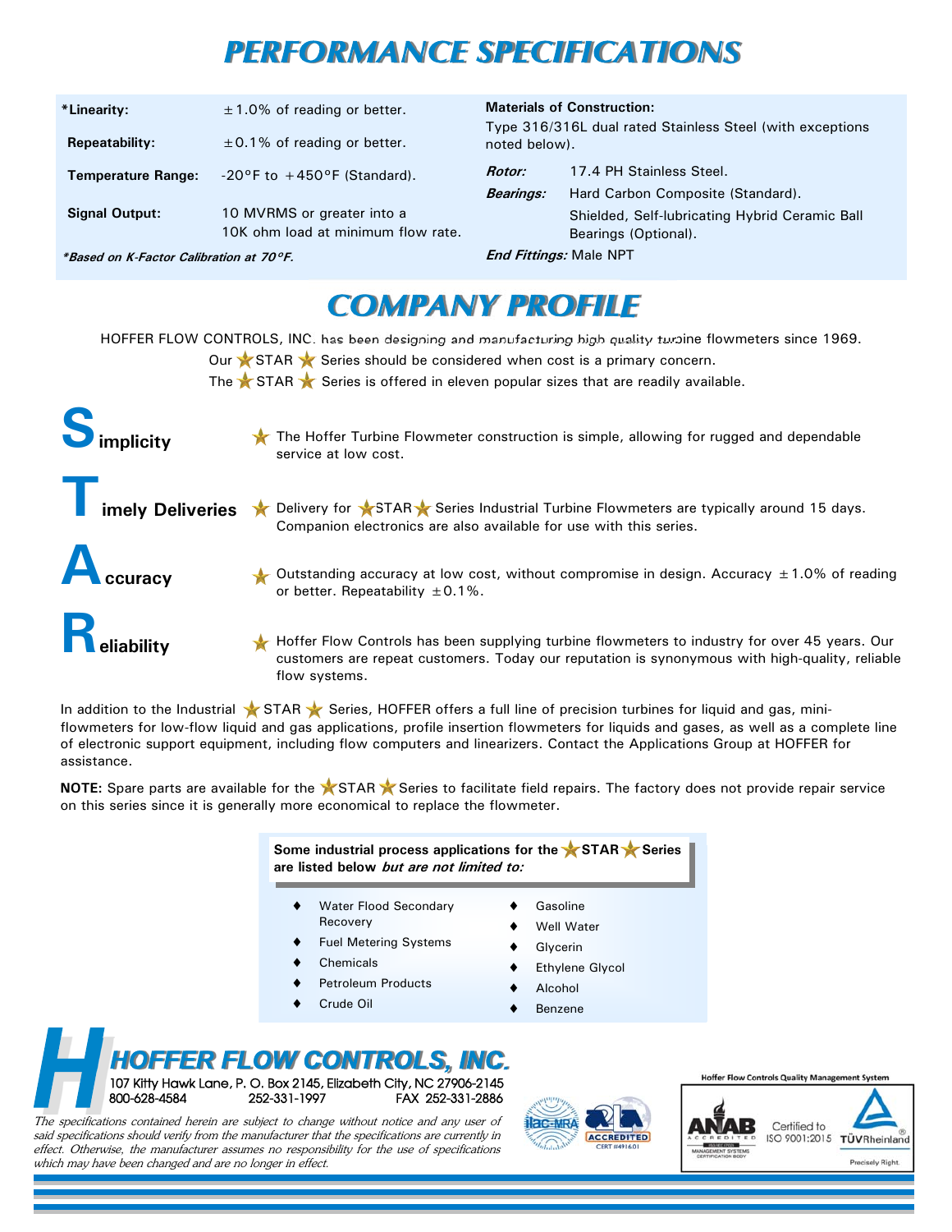# PERFORMANCE SPECIFICATIONS

| | |
|---|---|
| ***Linearity:** | ±1.0% of reading or better. |
| **Repeatability:** | ±0.1% of reading or better. |
| **Temperature Range:** | -20°F to +450°F (Standard). |
| **Signal Output:** | 10 MVRMS or greater into a 10K ohm load at minimum flow rate. |

***Based on K-Factor Calibration at 70°F.***

**Materials of Construction:**

Type 316/316L dual rated Stainless Steel (with exceptions noted below).

***Rotor:*** 17.4 PH Stainless Steel.

***Bearings:*** Hard Carbon Composite (Standard).
Shielded, Self-lubricating Hybrid Ceramic Ball Bearings (Optional).

***End Fittings:*** Male NPT

# COMPANY PROFILE

HOFFER FLOW CONTROLS, INC. has been designing and manufacturing high quality turbine flowmeters since 1969.

Our ★STAR★ Series should be considered when cost is a primary concern.

The ★STAR★ Series is offered in eleven popular sizes that are readily available.

**Simplicity** ★ The Hoffer Turbine Flowmeter construction is simple, allowing for rugged and dependable service at low cost.

**Timely Deliveries** ★ Delivery for ★STAR★ Series Industrial Turbine Flowmeters are typically around 15 days. Companion electronics are also available for use with this series.

**Accuracy** ★ Outstanding accuracy at low cost, without compromise in design. Accuracy ±1.0% of reading or better. Repeatability ±0.1%.

**Reliability** ★ Hoffer Flow Controls has been supplying turbine flowmeters to industry for over 45 years. Our customers are repeat customers. Today our reputation is synonymous with high-quality, reliable flow systems.

In addition to the Industrial ★STAR★ Series, HOFFER offers a full line of precision turbines for liquid and gas, mini-flowmeters for low-flow liquid and gas applications, profile insertion flowmeters for liquids and gases, as well as a complete line of electronic support equipment, including flow computers and linearizers. Contact the Applications Group at HOFFER for assistance.

**NOTE:** Spare parts are available for the ★STAR★ Series to facilitate field repairs. The factory does not provide repair service on this series since it is generally more economical to replace the flowmeter.

**Some industrial process applications for the ★STAR★ Series are listed below *but are not limited to:***

- Water Flood Secondary Recovery
- Fuel Metering Systems
- Chemicals
- Petroleum Products
- Crude Oil
- Gasoline
- Well Water
- Glycerin
- Ethylene Glycol
- Alcohol
- Benzene

**HOFFER FLOW CONTROLS, INC.**
107 Kitty Hawk Lane, P. O. Box 2145, Elizabeth City, NC 27906-2145
800-628-4584 252-331-1997 FAX 252-331-2886

*The specifications contained herein are subject to change without notice and any user of said specifications should verify from the manufacturer that the specifications are currently in effect. Otherwise, the manufacturer assumes no responsibility for the use of specifications which may have been changed and are no longer in effect.*

ilac-MRA A2LA ACCREDITED CERT #491.01

Hoffer Flow Controls Quality Management System

ANAB Certified to ISO 9001:2015 TÜVRheinland Precisely Right.